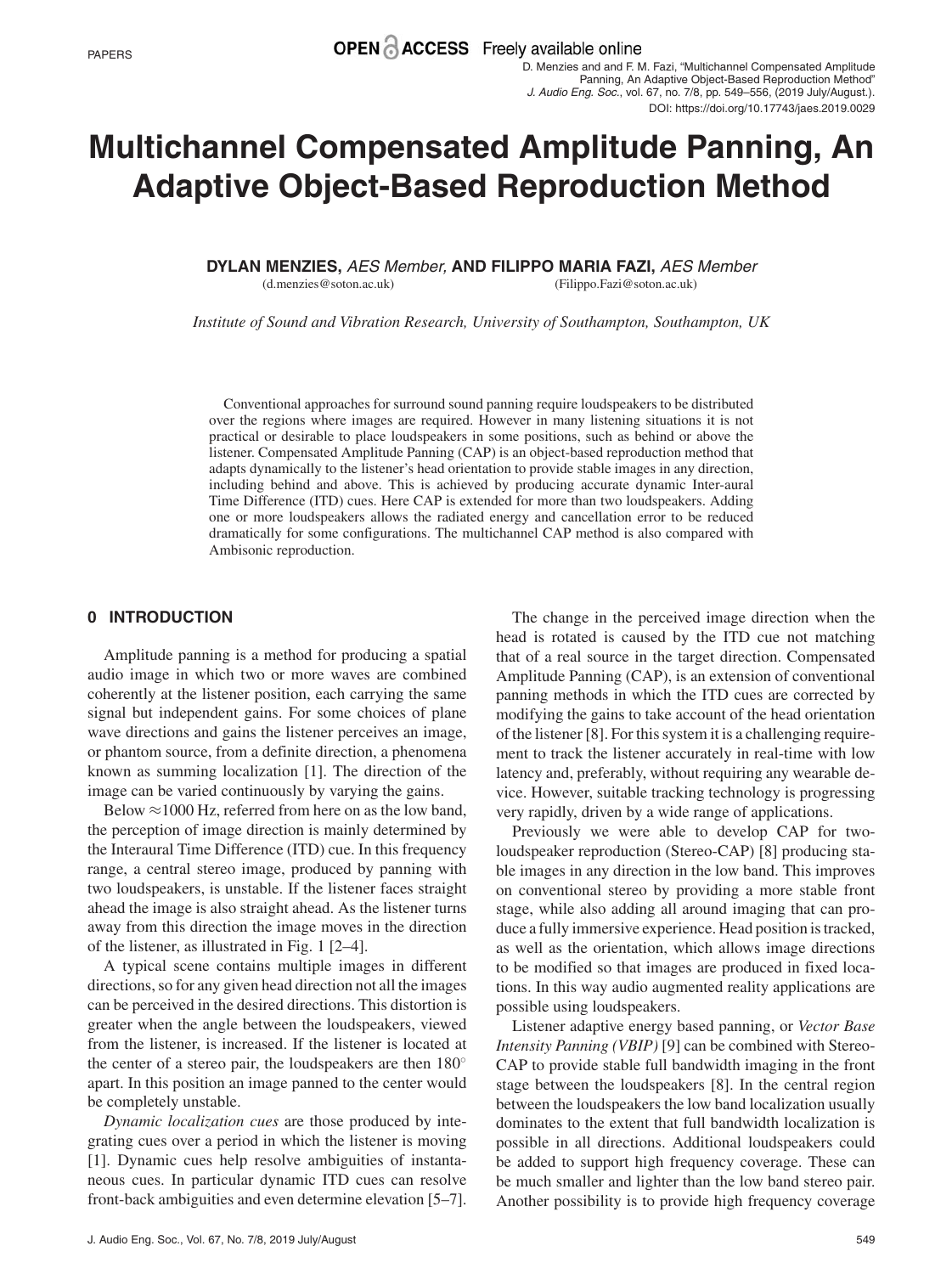# Multichannel Compensated Amplitude Panning, An Adaptive Object-Based Reproduction Method

**DYLAN MENZIES,** *AES Member,* **AND FILIPPO MARIA FAZI,** *AES Member*
(d.menzies@soton.ac.uk) (Filippo.Fazi@soton.ac.uk)

*Institute of Sound and Vibration Research, University of Southampton, Southampton, UK*

Conventional approaches for surround sound panning require loudspeakers to be distributed over the regions where images are required. However in many listening situations it is not practical or desirable to place loudspeakers in some positions, such as behind or above the listener. Compensated Amplitude Panning (CAP) is an object-based reproduction method that adapts dynamically to the listener's head orientation to provide stable images in any direction, including behind and above. This is achieved by producing accurate dynamic Inter-aural Time Difference (ITD) cues. Here CAP is extended for more than two loudspeakers. Adding one or more loudspeakers allows the radiated energy and cancellation error to be reduced dramatically for some configurations. The multichannel CAP method is also compared with Ambisonic reproduction.

## 0 INTRODUCTION

Amplitude panning is a method for producing a spatial audio image in which two or more waves are combined coherently at the listener position, each carrying the same signal but independent gains. For some choices of plane wave directions and gains the listener perceives an image, or phantom source, from a definite direction, a phenomena known as summing localization [1]. The direction of the image can be varied continuously by varying the gains.

Below ≈1000 Hz, referred from here on as the low band, the perception of image direction is mainly determined by the Interaural Time Difference (ITD) cue. In this frequency range, a central stereo image, produced by panning with two loudspeakers, is unstable. If the listener faces straight ahead the image is also straight ahead. As the listener turns away from this direction the image moves in the direction of the listener, as illustrated in Fig. 1 [2–4].

A typical scene contains multiple images in different directions, so for any given head direction not all the images can be perceived in the desired directions. This distortion is greater when the angle between the loudspeakers, viewed from the listener, is increased. If the listener is located at the center of a stereo pair, the loudspeakers are then 180° apart. In this position an image panned to the center would be completely unstable.

*Dynamic localization cues* are those produced by integrating cues over a period in which the listener is moving [1]. Dynamic cues help resolve ambiguities of instantaneous cues. In particular dynamic ITD cues can resolve front-back ambiguities and even determine elevation [5–7].

The change in the perceived image direction when the head is rotated is caused by the ITD cue not matching that of a real source in the target direction. Compensated Amplitude Panning (CAP), is an extension of conventional panning methods in which the ITD cues are corrected by modifying the gains to take account of the head orientation of the listener [8]. For this system it is a challenging requirement to track the listener accurately in real-time with low latency and, preferably, without requiring any wearable device. However, suitable tracking technology is progressing very rapidly, driven by a wide range of applications.

Previously we were able to develop CAP for two-loudspeaker reproduction (Stereo-CAP) [8] producing stable images in any direction in the low band. This improves on conventional stereo by providing a more stable front stage, while also adding all around imaging that can produce a fully immersive experience. Head position is tracked, as well as the orientation, which allows image directions to be modified so that images are produced in fixed locations. In this way audio augmented reality applications are possible using loudspeakers.

Listener adaptive energy based panning, or *Vector Base Intensity Panning (VBIP)* [9] can be combined with Stereo-CAP to provide stable full bandwidth imaging in the front stage between the loudspeakers [8]. In the central region between the loudspeakers the low band localization usually dominates to the extent that full bandwidth localization is possible in all directions. Additional loudspeakers could be added to support high frequency coverage. These can be much smaller and lighter than the low band stereo pair. Another possibility is to provide high frequency coverage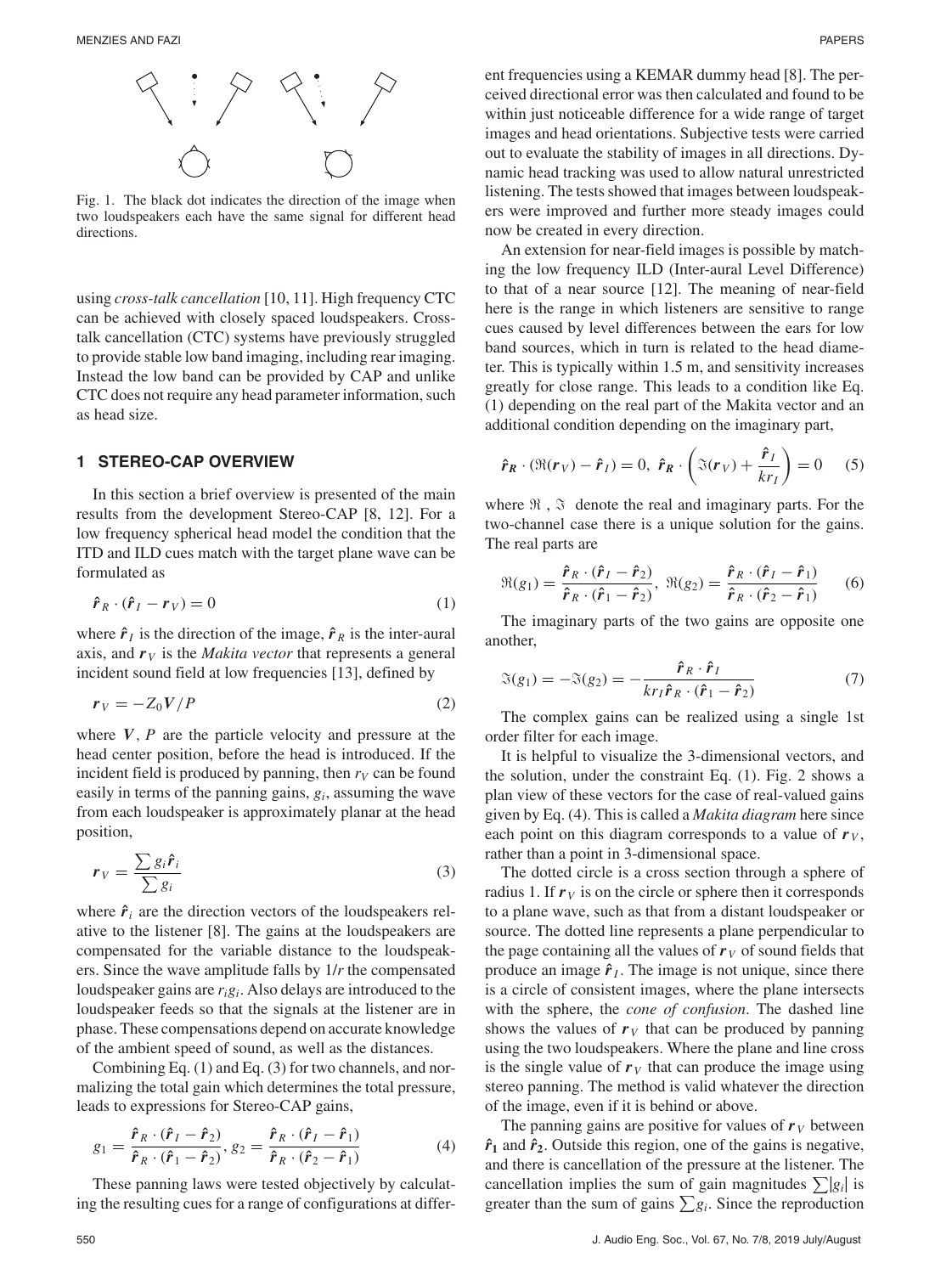Fig. 1. The black dot indicates the direction of the image when two loudspeakers each have the same signal for different head directions.

using *cross-talk cancellation* [10, 11]. High frequency CTC can be achieved with closely spaced loudspeakers. Cross-talk cancellation (CTC) systems have previously struggled to provide stable low band imaging, including rear imaging. Instead the low band can be provided by CAP and unlike CTC does not require any head parameter information, such as head size.

## 1 STEREO-CAP OVERVIEW

In this section a brief overview is presented of the main results from the development Stereo-CAP [8, 12]. For a low frequency spherical head model the condition that the ITD and ILD cues match with the target plane wave can be formulated as

$$\hat{\boldsymbol{r}}_R \cdot (\hat{\boldsymbol{r}}_I - \boldsymbol{r}_V) = 0 \tag{1}$$

where $\hat{\boldsymbol{r}}_I$ is the direction of the image, $\hat{\boldsymbol{r}}_R$ is the inter-aural axis, and $\boldsymbol{r}_V$ is the *Makita vector* that represents a general incident sound field at low frequencies [13], defined by

$$\boldsymbol{r}_V = -Z_0 \boldsymbol{V}/P \tag{2}$$

where $\boldsymbol{V}, P$ are the particle velocity and pressure at the head center position, before the head is introduced. If the incident field is produced by panning, then $r_V$ can be found easily in terms of the panning gains, $g_i$, assuming the wave from each loudspeaker is approximately planar at the head position,

$$\boldsymbol{r}_V = \frac{\sum g_i \hat{\boldsymbol{r}}_i}{\sum g_i} \tag{3}$$

where $\hat{\boldsymbol{r}}_i$ are the direction vectors of the loudspeakers relative to the listener [8]. The gains at the loudspeakers are compensated for the variable distance to the loudspeakers. Since the wave amplitude falls by $1/r$ the compensated loudspeaker gains are $r_i g_i$. Also delays are introduced to the loudspeaker feeds so that the signals at the listener are in phase. These compensations depend on accurate knowledge of the ambient speed of sound, as well as the distances.

Combining Eq. (1) and Eq. (3) for two channels, and normalizing the total gain which determines the total pressure, leads to expressions for Stereo-CAP gains,

$$g_1 = \frac{\hat{\boldsymbol{r}}_R \cdot (\hat{\boldsymbol{r}}_I - \hat{\boldsymbol{r}}_2)}{\hat{\boldsymbol{r}}_R \cdot (\hat{\boldsymbol{r}}_1 - \hat{\boldsymbol{r}}_2)}, \; g_2 = \frac{\hat{\boldsymbol{r}}_R \cdot (\hat{\boldsymbol{r}}_I - \hat{\boldsymbol{r}}_1)}{\hat{\boldsymbol{r}}_R \cdot (\hat{\boldsymbol{r}}_2 - \hat{\boldsymbol{r}}_1)} \tag{4}$$

These panning laws were tested objectively by calculating the resulting cues for a range of configurations at different frequencies using a KEMAR dummy head [8]. The perceived directional error was then calculated and found to be within just noticeable difference for a wide range of target images and head orientations. Subjective tests were carried out to evaluate the stability of images in all directions. Dynamic head tracking was used to allow natural unrestricted listening. The tests showed that images between loudspeakers were improved and further more steady images could now be created in every direction.

An extension for near-field images is possible by matching the low frequency ILD (Inter-aural Level Difference) to that of a near source [12]. The meaning of near-field here is the range in which listeners are sensitive to range cues caused by level differences between the ears for low band sources, which in turn is related to the head diameter. This is typically within 1.5 m, and sensitivity increases greatly for close range. This leads to a condition like Eq. (1) depending on the real part of the Makita vector and an additional condition depending on the imaginary part,

$$\hat{\boldsymbol{r}}_R \cdot (\Re(\boldsymbol{r}_V) - \hat{\boldsymbol{r}}_I) = 0, \; \hat{\boldsymbol{r}}_R \cdot \left(\Im(\boldsymbol{r}_V) + \frac{\hat{\boldsymbol{r}}_I}{kr_I}\right) = 0 \tag{5}$$

where $\Re$ , $\Im$ denote the real and imaginary parts. For the two-channel case there is a unique solution for the gains. The real parts are

$$\Re(g_1) = \frac{\hat{\boldsymbol{r}}_R \cdot (\hat{\boldsymbol{r}}_I - \hat{\boldsymbol{r}}_2)}{\hat{\boldsymbol{r}}_R \cdot (\hat{\boldsymbol{r}}_1 - \hat{\boldsymbol{r}}_2)}, \; \Re(g_2) = \frac{\hat{\boldsymbol{r}}_R \cdot (\hat{\boldsymbol{r}}_I - \hat{\boldsymbol{r}}_1)}{\hat{\boldsymbol{r}}_R \cdot (\hat{\boldsymbol{r}}_2 - \hat{\boldsymbol{r}}_1)} \tag{6}$$

The imaginary parts of the two gains are opposite one another,

$$\Im(g_1) = -\Im(g_2) = -\frac{\hat{\boldsymbol{r}}_R \cdot \hat{\boldsymbol{r}}_I}{kr_I \hat{\boldsymbol{r}}_R \cdot (\hat{\boldsymbol{r}}_1 - \hat{\boldsymbol{r}}_2)} \tag{7}$$

The complex gains can be realized using a single 1st order filter for each image.

It is helpful to visualize the 3-dimensional vectors, and the solution, under the constraint Eq. (1). Fig. 2 shows a plan view of these vectors for the case of real-valued gains given by Eq. (4). This is called a *Makita diagram* here since each point on this diagram corresponds to a value of $\boldsymbol{r}_V$, rather than a point in 3-dimensional space.

The dotted circle is a cross section through a sphere of radius 1. If $\boldsymbol{r}_V$ is on the circle or sphere then it corresponds to a plane wave, such as that from a distant loudspeaker or source. The dotted line represents a plane perpendicular to the page containing all the values of $\boldsymbol{r}_V$ of sound fields that produce an image $\hat{\boldsymbol{r}}_I$. The image is not unique, since there is a circle of consistent images, where the plane intersects with the sphere, the *cone of confusion*. The dashed line shows the values of $\boldsymbol{r}_V$ that can be produced by panning using the two loudspeakers. Where the plane and line cross is the single value of $\boldsymbol{r}_V$ that can produce the image using stereo panning. The method is valid whatever the direction of the image, even if it is behind or above.

The panning gains are positive for values of $\boldsymbol{r}_V$ between $\hat{\boldsymbol{r}}_1$ and $\hat{\boldsymbol{r}}_2$. Outside this region, one of the gains is negative, and there is cancellation of the pressure at the listener. The cancellation implies the sum of gain magnitudes $\sum |g_i|$ is greater than the sum of gains $\sum g_i$. Since the reproduction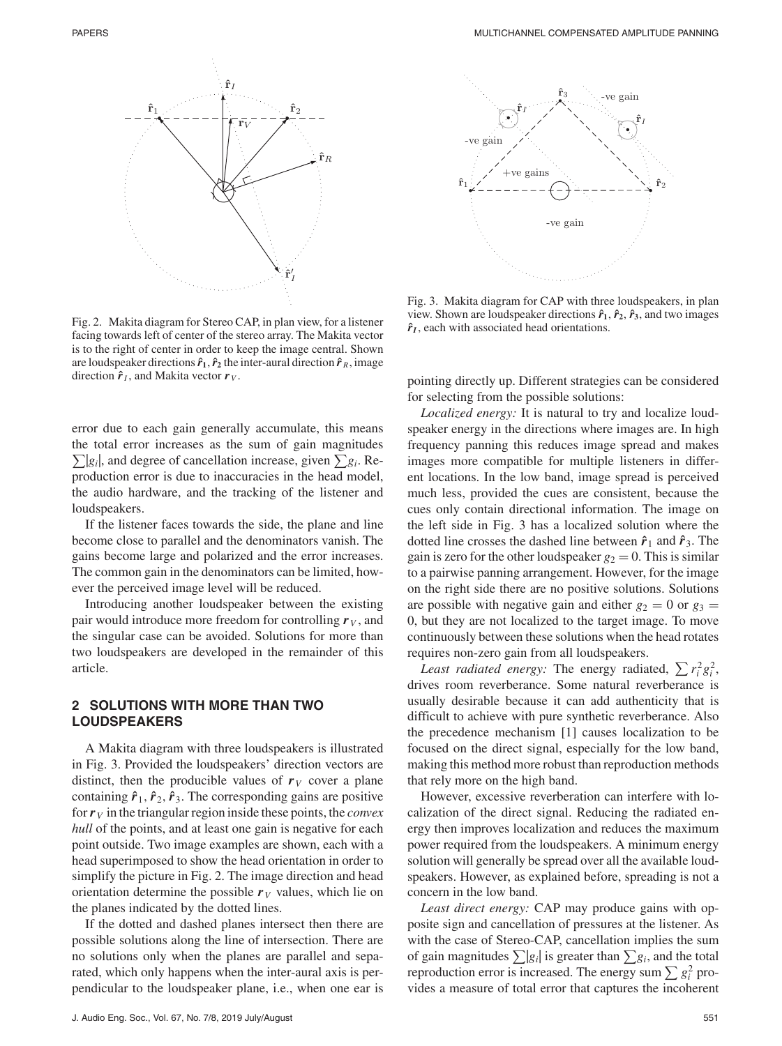Fig. 2. Makita diagram for Stereo CAP, in plan view, for a listener facing towards left of center of the stereo array. The Makita vector is to the right of center in order to keep the image central. Shown are loudspeaker directions $\hat{\boldsymbol{r}}_1, \hat{\boldsymbol{r}}_2$ the inter-aural direction $\hat{\boldsymbol{r}}_R$, image direction $\hat{\boldsymbol{r}}_I$, and Makita vector $\boldsymbol{r}_V$.

Fig. 3. Makita diagram for CAP with three loudspeakers, in plan view. Shown are loudspeaker directions $\hat{\boldsymbol{r}}_1, \hat{\boldsymbol{r}}_2, \hat{\boldsymbol{r}}_3$, and two images $\hat{\boldsymbol{r}}_I$, each with associated head orientations.

error due to each gain generally accumulate, this means the total error increases as the sum of gain magnitudes $\sum|g_i|$, and degree of cancellation increase, given $\sum g_i$. Reproduction error is due to inaccuracies in the head model, the audio hardware, and the tracking of the listener and loudspeakers.

If the listener faces towards the side, the plane and line become close to parallel and the denominators vanish. The gains become large and polarized and the error increases. The common gain in the denominators can be limited, however the perceived image level will be reduced.

Introducing another loudspeaker between the existing pair would introduce more freedom for controlling $\boldsymbol{r}_V$, and the singular case can be avoided. Solutions for more than two loudspeakers are developed in the remainder of this article.

## 2 SOLUTIONS WITH MORE THAN TWO LOUDSPEAKERS

A Makita diagram with three loudspeakers is illustrated in Fig. 3. Provided the loudspeakers' direction vectors are distinct, then the producible values of $\boldsymbol{r}_V$ cover a plane containing $\hat{\boldsymbol{r}}_1, \hat{\boldsymbol{r}}_2, \hat{\boldsymbol{r}}_3$. The corresponding gains are positive for $\boldsymbol{r}_V$ in the triangular region inside these points, the *convex hull* of the points, and at least one gain is negative for each point outside. Two image examples are shown, each with a head superimposed to show the head orientation in order to simplify the picture in Fig. 2. The image direction and head orientation determine the possible $\boldsymbol{r}_V$ values, which lie on the planes indicated by the dotted lines.

If the dotted and dashed planes intersect then there are possible solutions along the line of intersection. There are no solutions only when the planes are parallel and separated, which only happens when the inter-aural axis is perpendicular to the loudspeaker plane, i.e., when one ear is pointing directly up. Different strategies can be considered for selecting from the possible solutions:

*Localized energy:* It is natural to try and localize loudspeaker energy in the directions where images are. In high frequency panning this reduces image spread and makes images more compatible for multiple listeners in different locations. In the low band, image spread is perceived much less, provided the cues are consistent, because the cues only contain directional information. The image on the left side in Fig. 3 has a localized solution where the dotted line crosses the dashed line between $\hat{\boldsymbol{r}}_1$ and $\hat{\boldsymbol{r}}_3$. The gain is zero for the other loudspeaker $g_2 = 0$. This is similar to a pairwise panning arrangement. However, for the image on the right side there are no positive solutions. Solutions are possible with negative gain and either $g_2 = 0$ or $g_3 = 0$, but they are not localized to the target image. To move continuously between these solutions when the head rotates requires non-zero gain from all loudspeakers.

*Least radiated energy:* The energy radiated, $\sum r_i^2 g_i^2$, drives room reverberance. Some natural reverberance is usually desirable because it can add authenticity that is difficult to achieve with pure synthetic reverberance. Also the precedence mechanism [1] causes localization to be focused on the direct signal, especially for the low band, making this method more robust than reproduction methods that rely more on the high band.

However, excessive reverberation can interfere with localization of the direct signal. Reducing the radiated energy then improves localization and reduces the maximum power required from the loudspeakers. A minimum energy solution will generally be spread over all the available loudspeakers. However, as explained before, spreading is not a concern in the low band.

*Least direct energy:* CAP may produce gains with opposite sign and cancellation of pressures at the listener. As with the case of Stereo-CAP, cancellation implies the sum of gain magnitudes $\sum|g_i|$ is greater than $\sum g_i$, and the total reproduction error is increased. The energy sum $\sum g_i^2$ provides a measure of total error that captures the incoherent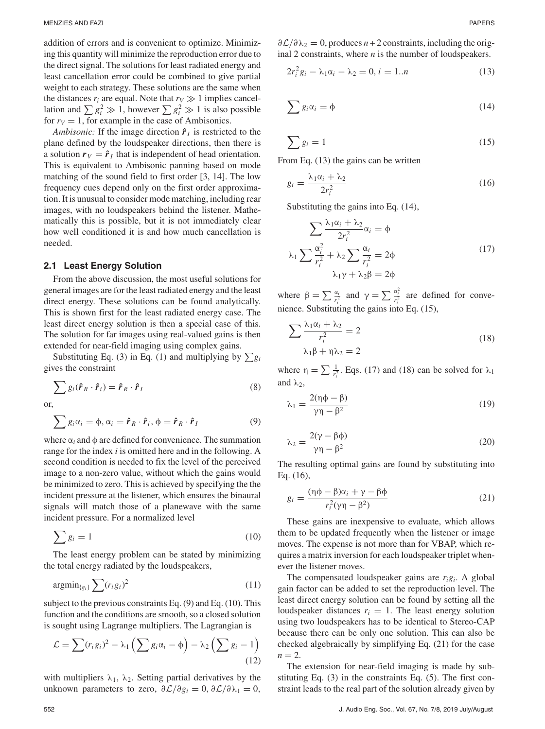addition of errors and is convenient to optimize. Minimizing this quantity will minimize the reproduction error due to the direct signal. The solutions for least radiated energy and least cancellation error could be combined to give partial weight to each strategy. These solutions are the same when the distances $r_i$ are equal. Note that $r_V \gg 1$ implies cancellation and $\sum g_i^2 \gg 1$, however $\sum g_i^2 \gg 1$ is also possible for $r_V = 1$, for example in the case of Ambisonics.

*Ambisonic:* If the image direction $\hat{\boldsymbol{r}}_I$ is restricted to the plane defined by the loudspeaker directions, then there is a solution $\boldsymbol{r}_V = \hat{\boldsymbol{r}}_I$ that is independent of head orientation. This is equivalent to Ambisonic panning based on mode matching of the sound field to first order [3, 14]. The low frequency cues depend only on the first order approximation. It is unusual to consider mode matching, including rear images, with no loudspeakers behind the listener. Mathematically this is possible, but it is not immediately clear how well conditioned it is and how much cancellation is needed.

### 2.1 Least Energy Solution

From the above discussion, the most useful solutions for general images are for the least radiated energy and the least direct energy. These solutions can be found analytically. This is shown first for the least radiated energy case. The least direct energy solution is then a special case of this. The solution for far images using real-valued gains is then extended for near-field imaging using complex gains.

Substituting Eq. (3) in Eq. (1) and multiplying by $\sum g_i$ gives the constraint

$$\sum g_i(\hat{\boldsymbol{r}}_R \cdot \hat{\boldsymbol{r}}_i) = \hat{\boldsymbol{r}}_R \cdot \hat{\boldsymbol{r}}_I \tag{8}$$

or,

$$\sum g_i \alpha_i = \phi, \alpha_i = \hat{\boldsymbol{r}}_R \cdot \hat{\boldsymbol{r}}_i, \phi = \hat{\boldsymbol{r}}_R \cdot \hat{\boldsymbol{r}}_I \tag{9}$$

where $\alpha_i$ and $\phi$ are defined for convenience. The summation range for the index $i$ is omitted here and in the following. A second condition is needed to fix the level of the perceived image to a non-zero value, without which the gains would be minimized to zero. This is achieved by specifying the the incident pressure at the listener, which ensures the binaural signals will match those of a planewave with the same incident pressure. For a normalized level

$$\sum g_i = 1 \tag{10}$$

The least energy problem can be stated by minimizing the total energy radiated by the loudspeakers,

$$\text{argmin}_{\{g_i\}} \sum (r_i g_i)^2 \tag{11}$$

subject to the previous constraints Eq. (9) and Eq. (10). This function and the conditions are smooth, so a closed solution is sought using Lagrange multipliers. The Lagrangian is

$$\mathcal{L} = \sum (r_i g_i)^2 - \lambda_1 \left( \sum g_i \alpha_i - \phi \right) - \lambda_2 \left( \sum g_i - 1 \right) \tag{12}$$

with multipliers $\lambda_1$, $\lambda_2$. Setting partial derivatives by the unknown parameters to zero, $\partial \mathcal{L}/\partial g_i = 0$, $\partial \mathcal{L}/\partial \lambda_1 = 0$, $\partial \mathcal{L}/\partial \lambda_2 = 0$, produces $n + 2$ constraints, including the original 2 constraints, where $n$ is the number of loudspeakers.

$$2r_i^2 g_i - \lambda_1 \alpha_i - \lambda_2 = 0, i = 1..n \tag{13}$$

$$\sum g_i \alpha_i = \phi \tag{14}$$

$$\sum g_i = 1 \tag{15}$$

From Eq. (13) the gains can be written

$$g_i = \frac{\lambda_1 \alpha_i + \lambda_2}{2r_i^2} \tag{16}$$

Substituting the gains into Eq. (14),

$$\begin{gathered} \sum \frac{\lambda_1 \alpha_i + \lambda_2}{2r_i^2} \alpha_i = \phi \\ \lambda_1 \sum \frac{\alpha_i^2}{r_i^2} + \lambda_2 \sum \frac{\alpha_i}{r_i^2} = 2\phi \\ \lambda_1 \gamma + \lambda_2 \beta = 2\phi \end{gathered} \tag{17}$$

where $\beta = \sum \frac{\alpha_i}{r_i^2}$ and $\gamma = \sum \frac{\alpha_i^2}{r_i^2}$ are defined for convenience. Substituting the gains into Eq. (15),

$$\begin{gathered} \sum \frac{\lambda_1 \alpha_i + \lambda_2}{r_i^2} = 2 \\ \lambda_1 \beta + \eta \lambda_2 = 2 \end{gathered} \tag{18}$$

where $\eta = \sum \frac{1}{r_i^2}$. Eqs. (17) and (18) can be solved for $\lambda_1$ and $\lambda_2$,

$$\lambda_1 = \frac{2(\eta\phi - \beta)}{\gamma\eta - \beta^2} \tag{19}$$

$$\lambda_2 = \frac{2(\gamma - \beta\phi)}{\gamma\eta - \beta^2} \tag{20}$$

The resulting optimal gains are found by substituting into Eq. (16),

$$g_i = \frac{(\eta\phi - \beta)\alpha_i + \gamma - \beta\phi}{r_i^2(\gamma\eta - \beta^2)} \tag{21}$$

These gains are inexpensive to evaluate, which allows them to be updated frequently when the listener or image moves. The expense is not more than for VBAP, which requires a matrix inversion for each loudspeaker triplet whenever the listener moves.

The compensated loudspeaker gains are $r_i g_i$. A global gain factor can be added to set the reproduction level. The least direct energy solution can be found by setting all the loudspeaker distances $r_i = 1$. The least energy solution using two loudspeakers has to be identical to Stereo-CAP because there can be only one solution. This can also be checked algebraically by simplifying Eq. (21) for the case $n = 2$.

The extension for near-field imaging is made by substituting Eq. (3) in the constraints Eq. (5). The first constraint leads to the real part of the solution already given by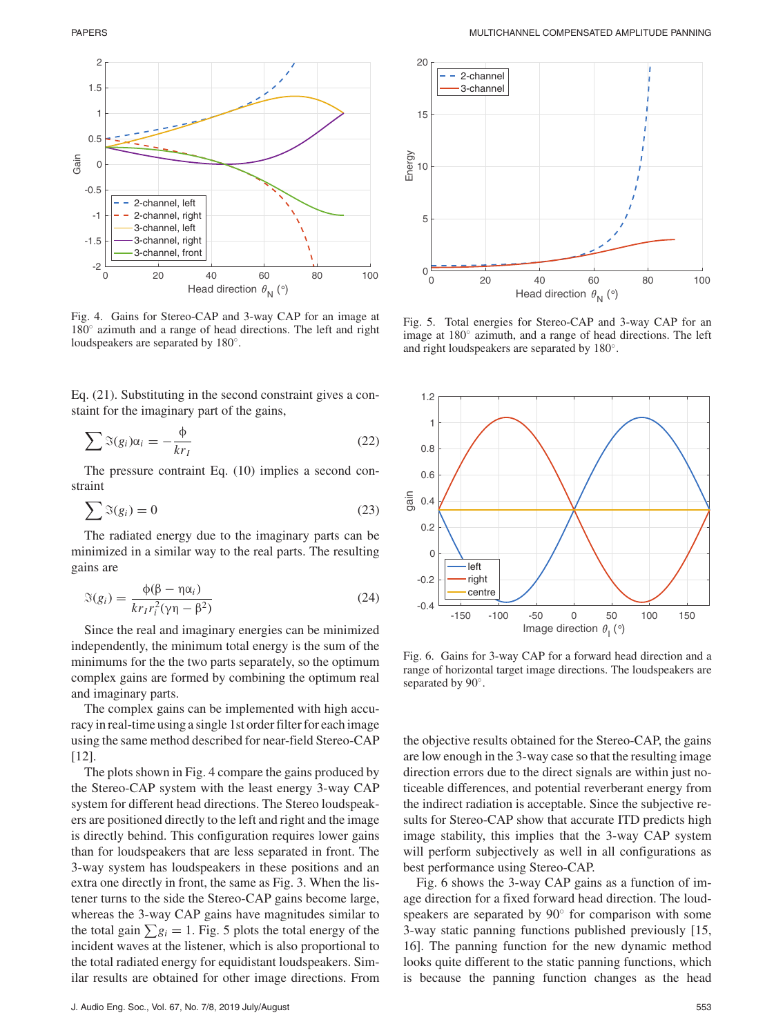Fig. 4. Gains for Stereo-CAP and 3-way CAP for an image at 180° azimuth and a range of head directions. The left and right loudspeakers are separated by 180°.

Fig. 5. Total energies for Stereo-CAP and 3-way CAP for an image at 180° azimuth, and a range of head directions. The left and right loudspeakers are separated by 180°.

Eq. (21). Substituting in the second constraint gives a constaint for the imaginary part of the gains,

$$\sum \Im(g_i)\alpha_i = -\frac{\phi}{kr_I} \tag{22}$$

The pressure contraint Eq. (10) implies a second constraint

$$\sum \Im(g_i) = 0 \tag{23}$$

The radiated energy due to the imaginary parts can be minimized in a similar way to the real parts. The resulting gains are

$$\Im(g_i) = \frac{\phi(\beta - \eta\alpha_i)}{kr_I r_i^2(\gamma\eta - \beta^2)} \tag{24}$$

Since the real and imaginary energies can be minimized independently, the minimum total energy is the sum of the minimums for the the two parts separately, so the optimum complex gains are formed by combining the optimum real and imaginary parts.

The complex gains can be implemented with high accuracy in real-time using a single 1st order filter for each image using the same method described for near-field Stereo-CAP [12].

The plots shown in Fig. 4 compare the gains produced by the Stereo-CAP system with the least energy 3-way CAP system for different head directions. The Stereo loudspeakers are positioned directly to the left and right and the image is directly behind. This configuration requires lower gains than for loudspeakers that are less separated in front. The 3-way system has loudspeakers in these positions and an extra one directly in front, the same as Fig. 3. When the listener turns to the side the Stereo-CAP gains become large, whereas the 3-way CAP gains have magnitudes similar to the total gain $\sum g_i = 1$. Fig. 5 plots the total energy of the incident waves at the listener, which is also proportional to the total radiated energy for equidistant loudspeakers. Similar results are obtained for other image directions. From the objective results obtained for the Stereo-CAP, the gains are low enough in the 3-way case so that the resulting image direction errors due to the direct signals are within just noticeable differences, and potential reverberant energy from the indirect radiation is acceptable. Since the subjective results for Stereo-CAP show that accurate ITD predicts high image stability, this implies that the 3-way CAP system will perform subjectively as well in all configurations as best performance using Stereo-CAP.

Fig. 6. Gains for 3-way CAP for a forward head direction and a range of horizontal target image directions. The loudspeakers are separated by 90°.

Fig. 6 shows the 3-way CAP gains as a function of image direction for a fixed forward head direction. The loudspeakers are separated by 90° for comparison with some 3-way static panning functions published previously [15, 16]. The panning function for the new dynamic method looks quite different to the static panning functions, which is because the panning function changes as the head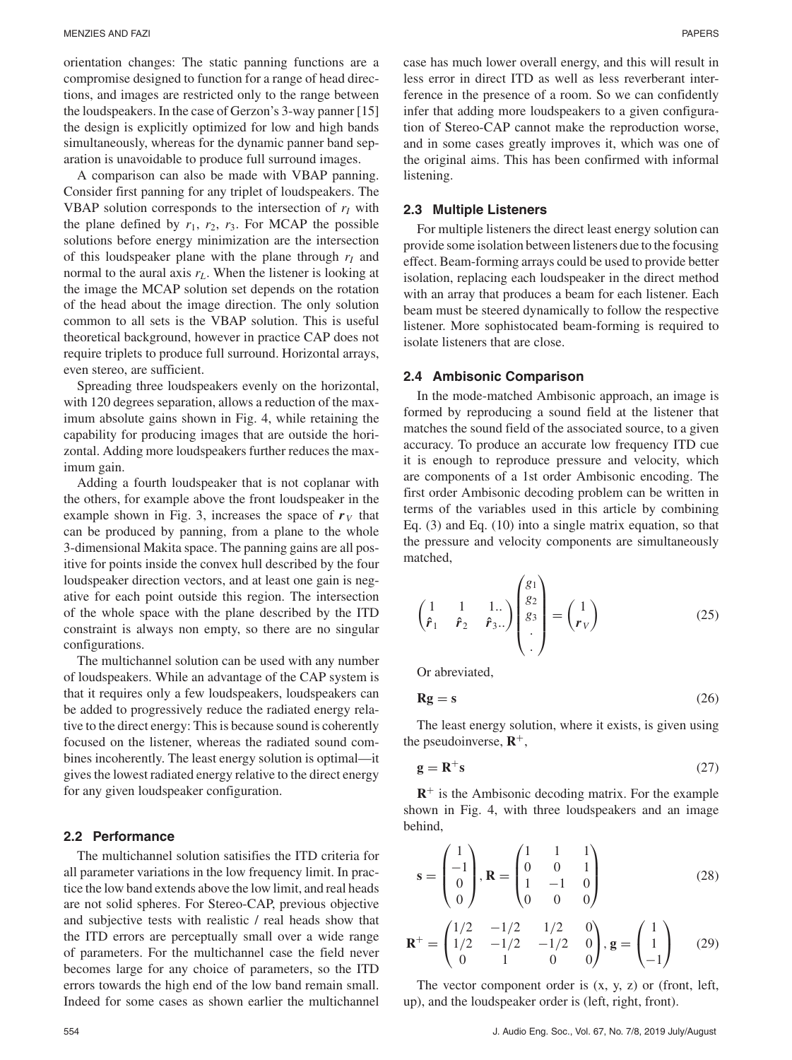orientation changes: The static panning functions are a compromise designed to function for a range of head directions, and images are restricted only to the range between the loudspeakers. In the case of Gerzon's 3-way panner [15] the design is explicitly optimized for low and high bands simultaneously, whereas for the dynamic panner band separation is unavoidable to produce full surround images.

A comparison can also be made with VBAP panning. Consider first panning for any triplet of loudspeakers. The VBAP solution corresponds to the intersection of $r_I$ with the plane defined by $r_1$, $r_2$, $r_3$. For MCAP the possible solutions before energy minimization are the intersection of this loudspeaker plane with the plane through $r_I$ and normal to the aural axis $r_L$. When the listener is looking at the image the MCAP solution set depends on the rotation of the head about the image direction. The only solution common to all sets is the VBAP solution. This is useful theoretical background, however in practice CAP does not require triplets to produce full surround. Horizontal arrays, even stereo, are sufficient.

Spreading three loudspeakers evenly on the horizontal, with 120 degrees separation, allows a reduction of the maximum absolute gains shown in Fig. 4, while retaining the capability for producing images that are outside the horizontal. Adding more loudspeakers further reduces the maximum gain.

Adding a fourth loudspeaker that is not coplanar with the others, for example above the front loudspeaker in the example shown in Fig. 3, increases the space of $\boldsymbol{r}_V$ that can be produced by panning, from a plane to the whole 3-dimensional Makita space. The panning gains are all positive for points inside the convex hull described by the four loudspeaker direction vectors, and at least one gain is negative for each point outside this region. The intersection of the whole space with the plane described by the ITD constraint is always non empty, so there are no singular configurations.

The multichannel solution can be used with any number of loudspeakers. While an advantage of the CAP system is that it requires only a few loudspeakers, loudspeakers can be added to progressively reduce the radiated energy relative to the direct energy: This is because sound is coherently focused on the listener, whereas the radiated sound combines incoherently. The least energy solution is optimal—it gives the lowest radiated energy relative to the direct energy for any given loudspeaker configuration.

### 2.2 Performance

The multichannel solution satisifies the ITD criteria for all parameter variations in the low frequency limit. In practice the low band extends above the low limit, and real heads are not solid spheres. For Stereo-CAP, previous objective and subjective tests with realistic / real heads show that the ITD errors are perceptually small over a wide range of parameters. For the multichannel case the field never becomes large for any choice of parameters, so the ITD errors towards the high end of the low band remain small. Indeed for some cases as shown earlier the multichannel case has much lower overall energy, and this will result in less error in direct ITD as well as less reverberant interference in the presence of a room. So we can confidently infer that adding more loudspeakers to a given configuration of Stereo-CAP cannot make the reproduction worse, and in some cases greatly improves it, which was one of the original aims. This has been confirmed with informal listening.

### 2.3 Multiple Listeners

For multiple listeners the direct least energy solution can provide some isolation between listeners due to the focusing effect. Beam-forming arrays could be used to provide better isolation, replacing each loudspeaker in the direct method with an array that produces a beam for each listener. Each beam must be steered dynamically to follow the respective listener. More sophistocated beam-forming is required to isolate listeners that are close.

### 2.4 Ambisonic Comparison

In the mode-matched Ambisonic approach, an image is formed by reproducing a sound field at the listener that matches the sound field of the associated source, to a given accuracy. To produce an accurate low frequency ITD cue it is enough to reproduce pressure and velocity, which are components of a 1st order Ambisonic encoding. The first order Ambisonic decoding problem can be written in terms of the variables used in this article by combining Eq. (3) and Eq. (10) into a single matrix equation, so that the pressure and velocity components are simultaneously matched,

$$\begin{pmatrix} 1 & 1 & 1.. \\ \hat{\boldsymbol{r}}_1 & \hat{\boldsymbol{r}}_2 & \hat{\boldsymbol{r}}_3.. \end{pmatrix} \begin{pmatrix} g_1 \\ g_2 \\ g_3 \\ . \\ . \end{pmatrix} = \begin{pmatrix} 1 \\ \boldsymbol{r}_V \end{pmatrix} \tag{25}$$

Or abreviated,

$$\mathbf{R}\mathbf{g} = \mathbf{s} \tag{26}$$

The least energy solution, where it exists, is given using the pseudoinverse, $\mathbf{R}^+$,

$$\mathbf{g} = \mathbf{R}^+\mathbf{s} \tag{27}$$

$\mathbf{R}^+$ is the Ambisonic decoding matrix. For the example shown in Fig. 4, with three loudspeakers and an image behind,

$$\mathbf{s} = \begin{pmatrix} 1 \\ -1 \\ 0 \\ 0 \end{pmatrix}, \mathbf{R} = \begin{pmatrix} 1 & 1 & 1 \\ 0 & 0 & 1 \\ 1 & -1 & 0 \\ 0 & 0 & 0 \end{pmatrix} \tag{28}$$

$$\mathbf{R}^+ = \begin{pmatrix} 1/2 & -1/2 & 1/2 & 0 \\ 1/2 & -1/2 & -1/2 & 0 \\ 0 & 1 & 0 & 0 \end{pmatrix}, \mathbf{g} = \begin{pmatrix} 1 \\ 1 \\ -1 \end{pmatrix} \tag{29}$$

The vector component order is (x, y, z) or (front, left, up), and the loudspeaker order is (left, right, front).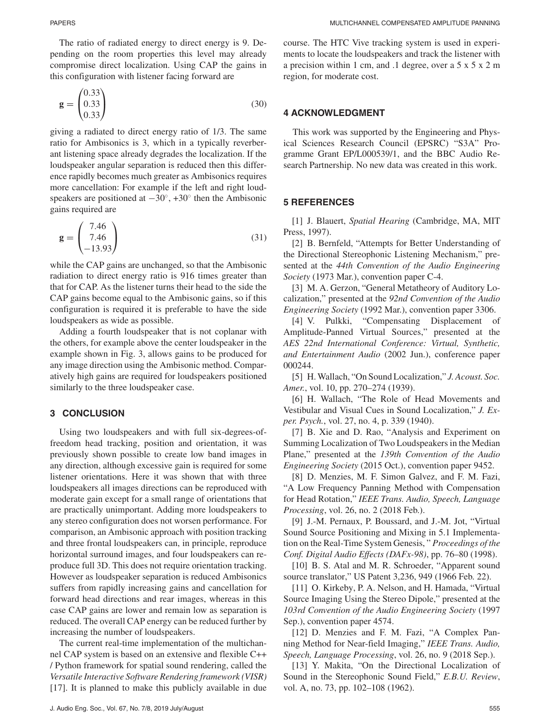The ratio of radiated energy to direct energy is 9. Depending on the room properties this level may already compromise direct localization. Using CAP the gains in this configuration with listener facing forward are

$$\mathbf{g} = \begin{pmatrix} 0.33 \\ 0.33 \\ 0.33 \end{pmatrix} \tag{30}$$

giving a radiated to direct energy ratio of 1/3. The same ratio for Ambisonics is 3, which in a typically reverberant listening space already degrades the localization. If the loudspeaker angular separation is reduced then this difference rapidly becomes much greater as Ambisonics requires more cancellation: For example if the left and right loudspeakers are positioned at $-30^\circ$, $+30^\circ$ then the Ambisonic gains required are

$$\mathbf{g} = \begin{pmatrix} 7.46 \\ 7.46 \\ -13.93 \end{pmatrix} \tag{31}$$

while the CAP gains are unchanged, so that the Ambisonic radiation to direct energy ratio is 916 times greater than that for CAP. As the listener turns their head to the side the CAP gains become equal to the Ambisonic gains, so if this configuration is required it is preferable to have the side loudspeakers as wide as possible.

Adding a fourth loudspeaker that is not coplanar with the others, for example above the center loudspeaker in the example shown in Fig. 3, allows gains to be produced for any image direction using the Ambisonic method. Comparatively high gains are required for loudspeakers positioned similarly to the three loudspeaker case.

## 3 CONCLUSION

Using two loudspeakers and with full six-degrees-of-freedom head tracking, position and orientation, it was previously shown possible to create low band images in any direction, although excessive gain is required for some listener orientations. Here it was shown that with three loudspeakers all images directions can be reproduced with moderate gain except for a small range of orientations that are practically unimportant. Adding more loudspeakers to any stereo configuration does not worsen performance. For comparison, an Ambisonic approach with position tracking and three frontal loudspeakers can, in principle, reproduce horizontal surround images, and four loudspeakers can reproduce full 3D. This does not require orientation tracking. However as loudspeaker separation is reduced Ambisonics suffers from rapidly increasing gains and cancellation for forward head directions and rear images, whereas in this case CAP gains are lower and remain low as separation is reduced. The overall CAP energy can be reduced further by increasing the number of loudspeakers.

The current real-time implementation of the multichannel CAP system is based on an extensive and flexible C++ / Python framework for spatial sound rendering, called the *Versatile Interactive Software Rendering framework (VISR)* [17]. It is planned to make this publicly available in due course. The HTC Vive tracking system is used in experiments to locate the loudspeakers and track the listener with a precision within 1 cm, and .1 degree, over a 5 x 5 x 2 m region, for moderate cost.

## 4 ACKNOWLEDGMENT

This work was supported by the Engineering and Physical Sciences Research Council (EPSRC) "S3A" Programme Grant EP/L000539/1, and the BBC Audio Research Partnership. No new data was created in this work.

## 5 REFERENCES

[1] J. Blauert, *Spatial Hearing* (Cambridge, MA, MIT Press, 1997).

[2] B. Bernfeld, "Attempts for Better Understanding of the Directional Stereophonic Listening Mechanism," presented at the *44th Convention of the Audio Engineering Society* (1973 Mar.), convention paper C-4.

[3] M. A. Gerzon, "General Metatheory of Auditory Localization," presented at the *92nd Convention of the Audio Engineering Society* (1992 Mar.), convention paper 3306.

[4] V. Pulkki, "Compensating Displacement of Amplitude-Panned Virtual Sources," presented at the *AES 22nd International Conference: Virtual, Synthetic, and Entertainment Audio* (2002 Jun.), conference paper 000244.

[5] H. Wallach, "On Sound Localization," *J. Acoust. Soc. Amer.*, vol. 10, pp. 270–274 (1939).

[6] H. Wallach, "The Role of Head Movements and Vestibular and Visual Cues in Sound Localization," *J. Exper. Psych.*, vol. 27, no. 4, p. 339 (1940).

[7] B. Xie and D. Rao, "Analysis and Experiment on Summing Localization of Two Loudspeakers in the Median Plane," presented at the *139th Convention of the Audio Engineering Society* (2015 Oct.), convention paper 9452.

[8] D. Menzies, M. F. Simon Galvez, and F. M. Fazi, "A Low Frequency Panning Method with Compensation for Head Rotation," *IEEE Trans. Audio, Speech, Language Processing*, vol. 26, no. 2 (2018 Feb.).

[9] J.-M. Pernaux, P. Boussard, and J.-M. Jot, "Virtual Sound Source Positioning and Mixing in 5.1 Implementation on the Real-Time System Genesis, " *Proceedings of the Conf. Digital Audio Effects (DAFx-98)*, pp. 76–80 (1998).

[10] B. S. Atal and M. R. Schroeder, "Apparent sound source translator," US Patent 3,236, 949 (1966 Feb. 22).

[11] O. Kirkeby, P. A. Nelson, and H. Hamada, "Virtual Source Imaging Using the Stereo Dipole," presented at the *103rd Convention of the Audio Engineering Society* (1997 Sep.), convention paper 4574.

[12] D. Menzies and F. M. Fazi, "A Complex Panning Method for Near-field Imaging," *IEEE Trans. Audio, Speech, Language Processing*, vol. 26, no. 9 (2018 Sep.).

[13] Y. Makita, "On the Directional Localization of Sound in the Stereophonic Sound Field," *E.B.U. Review*, vol. A, no. 73, pp. 102–108 (1962).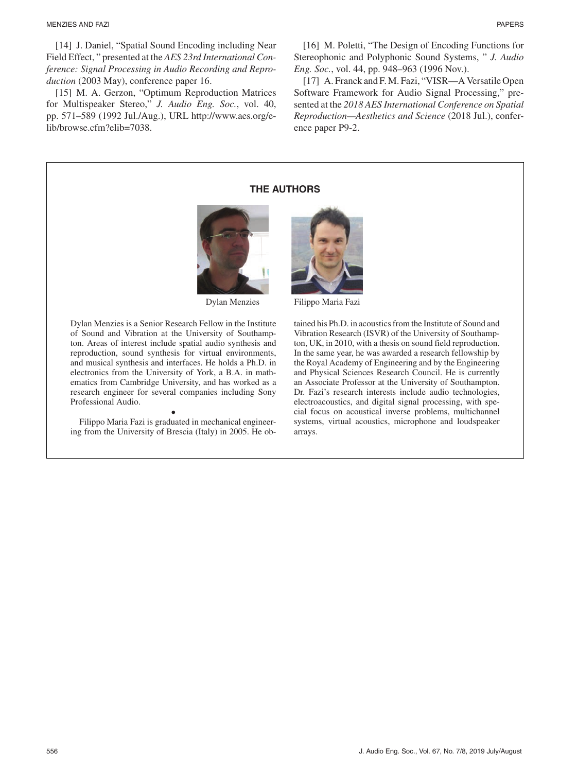[14] J. Daniel, "Spatial Sound Encoding including Near Field Effect, " presented at the *AES 23rd International Conference: Signal Processing in Audio Recording and Reproduction* (2003 May), conference paper 16.

[15] M. A. Gerzon, "Optimum Reproduction Matrices for Multispeaker Stereo," *J. Audio Eng. Soc.*, vol. 40, pp. 571–589 (1992 Jul./Aug.), URL http://www.aes.org/e-lib/browse.cfm?elib=7038.

[16] M. Poletti, "The Design of Encoding Functions for Stereophonic and Polyphonic Sound Systems, " *J. Audio Eng. Soc.*, vol. 44, pp. 948–963 (1996 Nov.).

[17] A. Franck and F. M. Fazi, "VISR—A Versatile Open Software Framework for Audio Signal Processing," presented at the *2018 AES International Conference on Spatial Reproduction—Aesthetics and Science* (2018 Jul.), conference paper P9-2.

## THE AUTHORS

Dylan Menzies

Filippo Maria Fazi

Dylan Menzies is a Senior Research Fellow in the Institute of Sound and Vibration at the University of Southampton. Areas of interest include spatial audio synthesis and reproduction, sound synthesis for virtual environments, and musical synthesis and interfaces. He holds a Ph.D. in electronics from the University of York, a B.A. in mathematics from Cambridge University, and has worked as a research engineer for several companies including Sony Professional Audio.

•

Filippo Maria Fazi is graduated in mechanical engineering from the University of Brescia (Italy) in 2005. He obtained his Ph.D. in acoustics from the Institute of Sound and Vibration Research (ISVR) of the University of Southampton, UK, in 2010, with a thesis on sound field reproduction. In the same year, he was awarded a research fellowship by the Royal Academy of Engineering and by the Engineering and Physical Sciences Research Council. He is currently an Associate Professor at the University of Southampton. Dr. Fazi's research interests include audio technologies, electroacoustics, and digital signal processing, with special focus on acoustical inverse problems, multichannel systems, virtual acoustics, microphone and loudspeaker arrays.